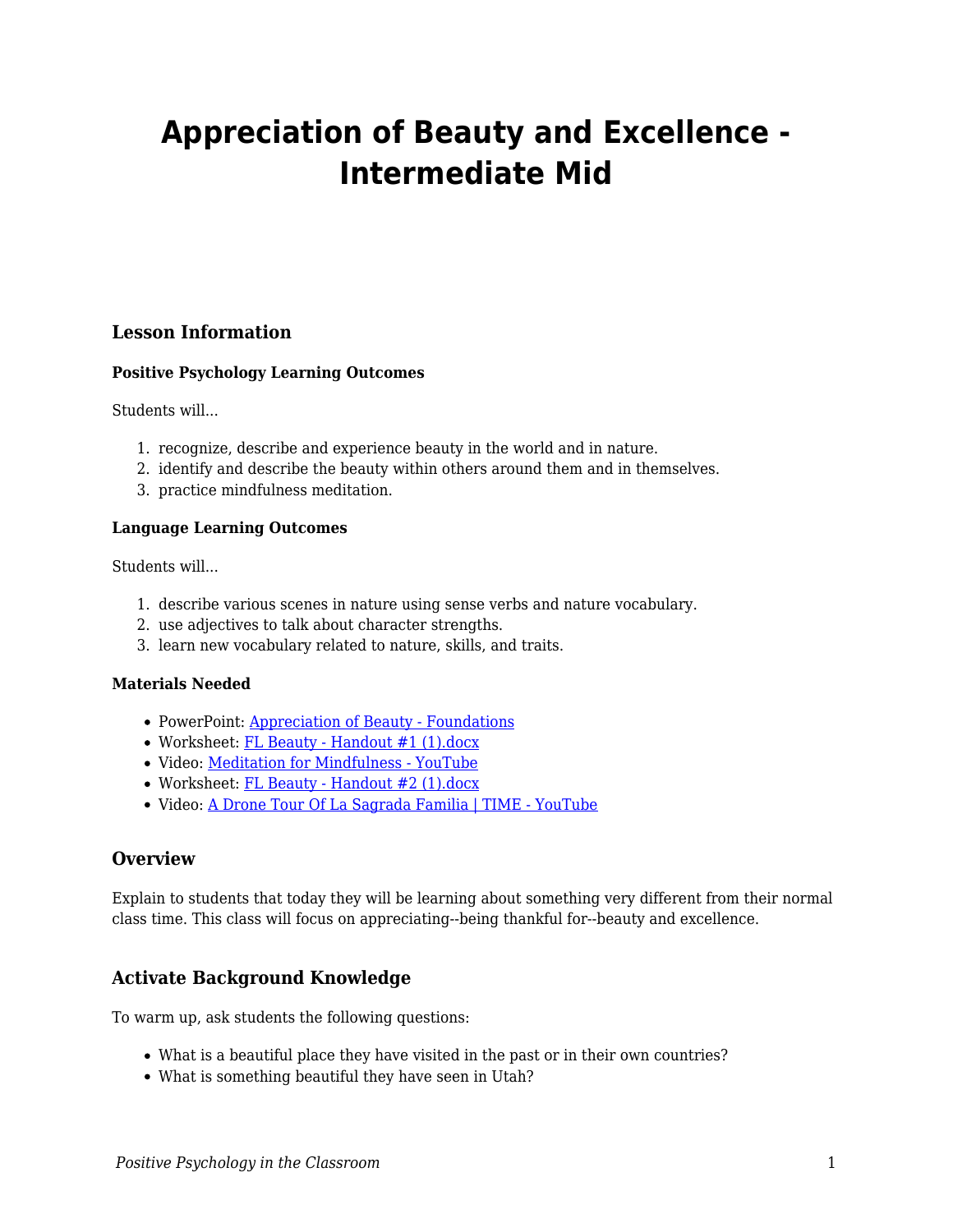# Appreciation of Beauty and Excellence - Intermediate Mid

## Lesson Information

### Positive Psychology Learning Outcomes

Students will...

1. recognize, describe and experience beauty in the world and in nature.
2. identify and describe the beauty within others around them and in themselves.
3. practice mindfulness meditation.

### Language Learning Outcomes

Students will...

1. describe various scenes in nature using sense verbs and nature vocabulary.
2. use adjectives to talk about character strengths.
3. learn new vocabulary related to nature, skills, and traits.

### Materials Needed

- PowerPoint: Appreciation of Beauty - Foundations
- Worksheet: FL Beauty - Handout #1 (1).docx
- Video: Meditation for Mindfulness - YouTube
- Worksheet: FL Beauty - Handout #2 (1).docx
- Video: A Drone Tour Of La Sagrada Familia | TIME - YouTube

## Overview

Explain to students that today they will be learning about something very different from their normal class time. This class will focus on appreciating--being thankful for--beauty and excellence.

## Activate Background Knowledge

To warm up, ask students the following questions:

- What is a beautiful place they have visited in the past or in their own countries?
- What is something beautiful they have seen in Utah?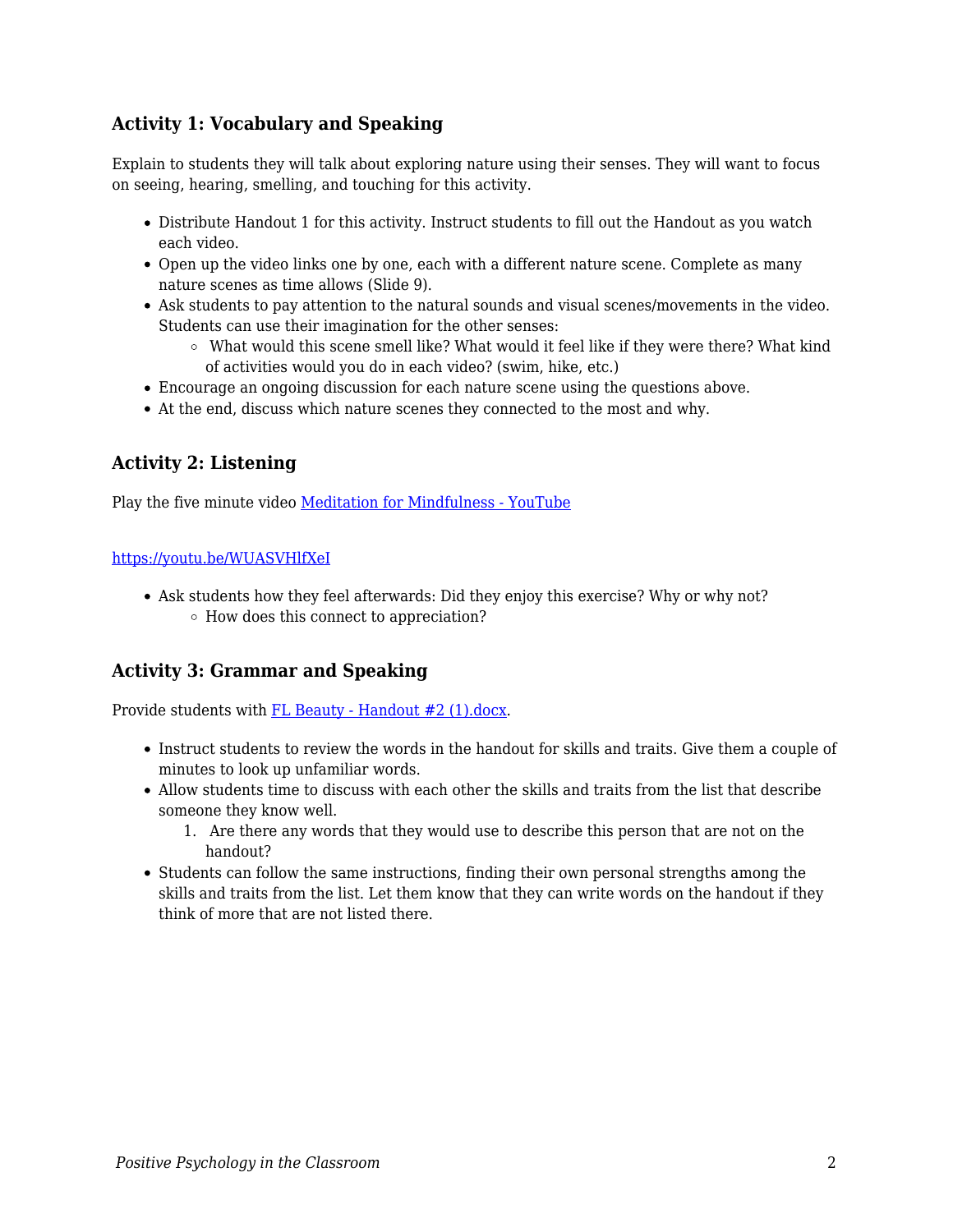### Activity 1: Vocabulary and Speaking

Explain to students they will talk about exploring nature using their senses. They will want to focus on seeing, hearing, smelling, and touching for this activity.

- Distribute Handout 1 for this activity. Instruct students to fill out the Handout as you watch each video.
- Open up the video links one by one, each with a different nature scene. Complete as many nature scenes as time allows (Slide 9).
- Ask students to pay attention to the natural sounds and visual scenes/movements in the video. Students can use their imagination for the other senses:
  - What would this scene smell like? What would it feel like if they were there? What kind of activities would you do in each video? (swim, hike, etc.)
- Encourage an ongoing discussion for each nature scene using the questions above.
- At the end, discuss which nature scenes they connected to the most and why.

### Activity 2: Listening

Play the five minute video [Meditation for Mindfulness - YouTube](https://youtu.be/WUASVHlfXeI)

[https://youtu.be/WUASVHlfXeI](https://youtu.be/WUASVHlfXeI)

- Ask students how they feel afterwards: Did they enjoy this exercise? Why or why not?
  - How does this connect to appreciation?

### Activity 3: Grammar and Speaking

Provide students with FL Beauty - Handout #2 (1).docx.

- Instruct students to review the words in the handout for skills and traits. Give them a couple of minutes to look up unfamiliar words.
- Allow students time to discuss with each other the skills and traits from the list that describe someone they know well.
  1. Are there any words that they would use to describe this person that are not on the handout?
- Students can follow the same instructions, finding their own personal strengths among the skills and traits from the list. Let them know that they can write words on the handout if they think of more that are not listed there.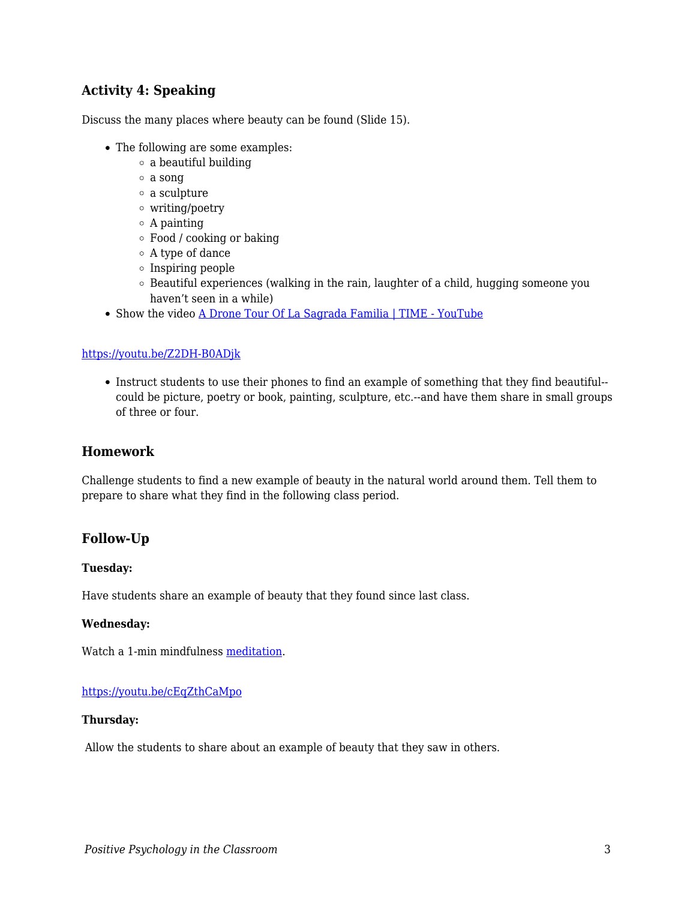### Activity 4: Speaking

Discuss the many places where beauty can be found (Slide 15).

- The following are some examples:
  - a beautiful building
  - a song
  - a sculpture
  - writing/poetry
  - A painting
  - Food / cooking or baking
  - A type of dance
  - Inspiring people
  - Beautiful experiences (walking in the rain, laughter of a child, hugging someone you haven't seen in a while)
- Show the video [A Drone Tour Of La Sagrada Familia | TIME - YouTube](https://youtu.be/Z2DH-B0ADjk)

https://youtu.be/Z2DH-B0ADjk

- Instruct students to use their phones to find an example of something that they find beautiful--could be picture, poetry or book, painting, sculpture, etc.--and have them share in small groups of three or four.

### Homework

Challenge students to find a new example of beauty in the natural world around them. Tell them to prepare to share what they find in the following class period.

### Follow-Up

**Tuesday:**

Have students share an example of beauty that they found since last class.

**Wednesday:**

Watch a 1-min mindfulness [meditation](https://youtu.be/cEqZthCaMpo).

https://youtu.be/cEqZthCaMpo

**Thursday:**

Allow the students to share about an example of beauty that they saw in others.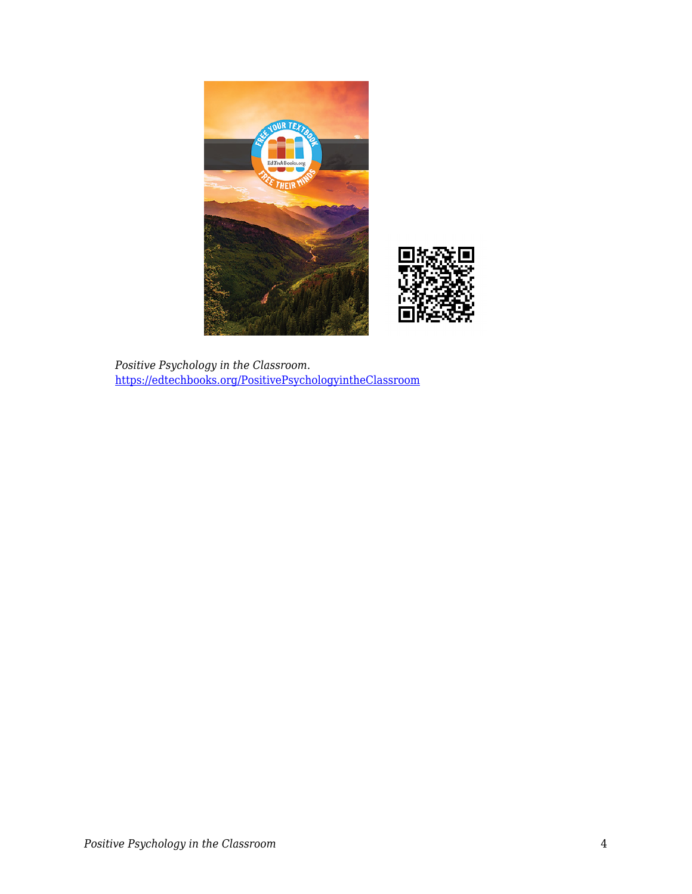*Positive Psychology in the Classroom*. https://edtechbooks.org/PositivePsychologyintheClassroom